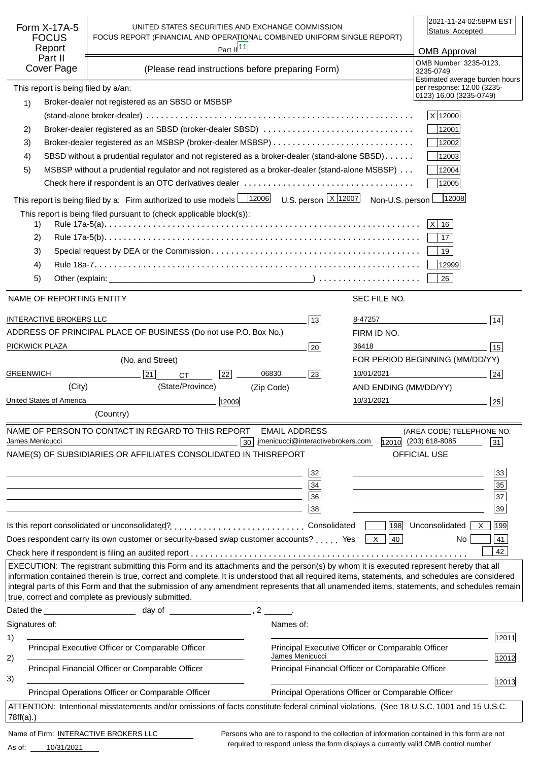Form X-17A-5 FOCUS Report Part II Cover Page

UNITED STATES SECURITIES AND EXCHANGE COMMISSION
FOCUS REPORT (FINANCIAL AND OPERATIONAL COMBINED UNIFORM SINGLE REPORT)
Part II [11]

(Please read instructions before preparing Form)

2021-11-24 02:58PM EST
Status: Accepted

**OMB Approval**
OMB Number: 3235-0123, 3235-0749
Estimated average burden hours per response: 12.00 (3235-0123) 16.00 (3235-0749)

This report is being filed by a/an:

| | | | |
|---|---|---|---|
| 1) | Broker-dealer not registered as an SBSD or MSBSP (stand-alone broker-dealer) | X | 12000 |
| 2) | Broker-dealer registered as an SBSD (broker-dealer SBSD) | | 12001 |
| 3) | Broker-dealer registered as an MSBSP (broker-dealer MSBSP) | | 12002 |
| 4) | SBSD without a prudential regulator and not registered as a broker-dealer (stand-alone SBSD) | | 12003 |
| 5) | MSBSP without a prudential regulator and not registered as a broker-dealer (stand-alone MSBSP) | | 12004 |
| | Check here if respondent is an OTC derivatives dealer | | 12005 |

This report is being filed by a: Firm authorized to use models [ ] 12006 U.S. person [X] 12007 Non-U.S. person [ ] 12008

This report is being filed pursuant to (check applicable block(s)):

| | | | |
|---|---|---|---|
| 1) | Rule 17a-5(a) | X | 16 |
| 2) | Rule 17a-5(b) | | 17 |
| 3) | Special request by DEA or the Commission | | 19 |
| 4) | Rule 18a-7 | | 12999 |
| 5) | Other (explain: ____________) | | 26 |

| | | | |
|---|---|---|---|
| NAME OF REPORTING ENTITY | | SEC FILE NO. | |
| INTERACTIVE BROKERS LLC | 13 | 8-47257 | 14 |
| ADDRESS OF PRINCIPAL PLACE OF BUSINESS (Do not use P.O. Box No.) | | FIRM ID NO. | |
| PICKWICK PLAZA (No. and Street) | 20 | 36418 | 15 |
| | | FOR PERIOD BEGINNING (MM/DD/YY) | |
| GREENWICH (City) [21] CT (State/Province) [22] 06830 (Zip Code) | 23 | 10/01/2021 | 24 |
| | | AND ENDING (MM/DD/YY) | |
| United States of America (Country) | 12009 | 10/31/2021 | 25 |

| NAME OF PERSON TO CONTACT IN REGARD TO THIS REPORT | | EMAIL ADDRESS | | (AREA CODE) TELEPHONE NO. | |
|---|---|---|---|---|---|
| James Menicucci | 30 | jmenicucci@interactivebrokers.com | 12010 | (203) 618-8085 | 31 |

NAME(S) OF SUBSIDIARIES OR AFFILIATES CONSOLIDATED IN THISREPORT | OFFICIAL USE

| | | | |
|---|---|---|---|
| | 32 | | 33 |
| | 34 | | 35 |
| | 36 | | 37 |
| | 38 | | 39 |

Is this report consolidated or unconsolidated? Consolidated [ ] 198 Unconsolidated [X] 199

Does respondent carry its own customer or security-based swap customer accounts? Yes [X] 40 No [ ] 41

Check here if respondent is filing an audited report [ ] 42

EXECUTION: The registrant submitting this Form and its attachments and the person(s) by whom it is executed represent hereby that all information contained therein is true, correct and complete. It is understood that all required items, statements, and schedules are considered integral parts of this Form and that the submission of any amendment represents that all unamended items, statements, and schedules remain true, correct and complete as previously submitted.

Dated the ____________ day of ____________, 2 ______.

| | Signatures of: | Names of: | |
|---|---|---|---|
| 1) | Principal Executive Officer or Comparable Officer | Principal Executive Officer or Comparable Officer | 12011 |
| 2) | Principal Financial Officer or Comparable Officer | James Menicucci<br>Principal Financial Officer or Comparable Officer | 12012 |
| 3) | Principal Operations Officer or Comparable Officer | Principal Operations Officer or Comparable Officer | 12013 |

ATTENTION: Intentional misstatements and/or omissions of facts constitute federal criminal violations. (See 18 U.S.C. 1001 and 15 U.S.C. 78ff(a).)

Name of Firm: INTERACTIVE BROKERS LLC

As of: 10/31/2021

Persons who are to respond to the collection of information contained in this form are not required to respond unless the form displays a currently valid OMB control number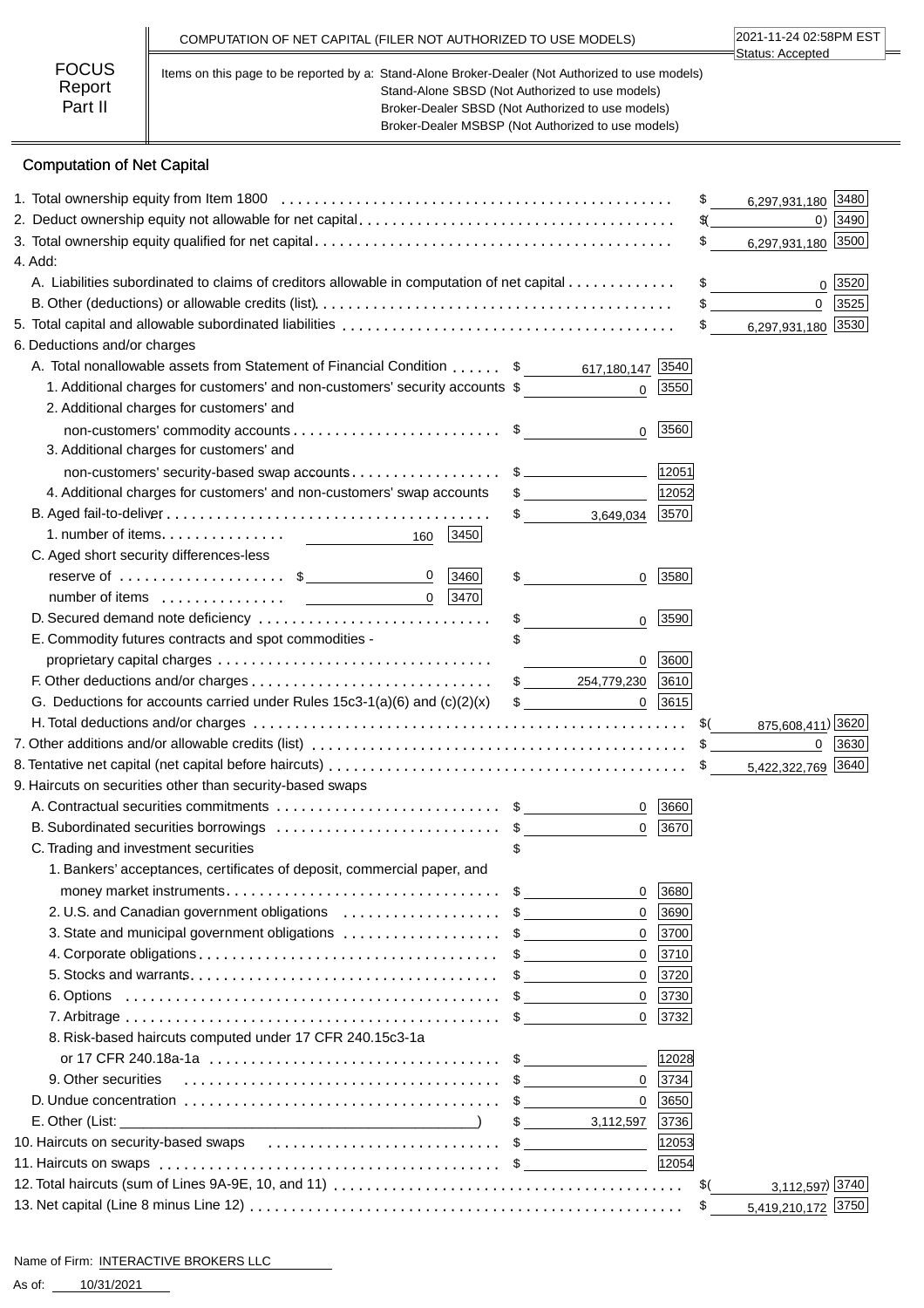# FOCUS Report Part II

COMPUTATION OF NET CAPITAL (FILER NOT AUTHORIZED TO USE MODELS)

2021-11-24 02:58PM EST
Status: Accepted

Items on this page to be reported by a: Stand-Alone Broker-Dealer (Not Authorized to use models)
Stand-Alone SBSD (Not Authorized to use models)
Broker-Dealer SBSD (Not Authorized to use models)
Broker-Dealer MSBSP (Not Authorized to use models)

## Computation of Net Capital

| Item | | | Amount | Code |
|---|---|---|---|---|
| 1. Total ownership equity from Item 1800 | | | $ 6,297,931,180 | 3480 |
| 2. Deduct ownership equity not allowable for net capital | | | $( 0) | 3490 |
| 3. Total ownership equity qualified for net capital | | | $ 6,297,931,180 | 3500 |
| 4. Add: | | | | |
| A. Liabilities subordinated to claims of creditors allowable in computation of net capital | | | $ 0 | 3520 |
| B. Other (deductions) or allowable credits (list) | | | $ 0 | 3525 |
| 5. Total capital and allowable subordinated liabilities | | | $ 6,297,931,180 | 3530 |
| 6. Deductions and/or charges | | | | |
| A. Total nonallowable assets from Statement of Financial Condition | $ 617,180,147 | 3540 | | |
| 1. Additional charges for customers' and non-customers' security accounts | $ 0 | 3550 | | |
| 2. Additional charges for customers' and non-customers' commodity accounts | $ 0 | 3560 | | |
| 3. Additional charges for customers' and non-customers' security-based swap accounts | $ | 12051 | | |
| 4. Additional charges for customers' and non-customers' swap accounts | $ | 12052 | | |
| B. Aged fail-to-deliver | $ 3,649,034 | 3570 | | |
| 1. number of items 160 [3450] | | | | |
| C. Aged short security differences-less reserve of $ 0 [3460], number of items 0 [3470] | $ 0 | 3580 | | |
| D. Secured demand note deficiency | $ 0 | 3590 | | |
| E. Commodity futures contracts and spot commodities - proprietary capital charges | $ 0 | 3600 | | |
| F. Other deductions and/or charges | $ 254,779,230 | 3610 | | |
| G. Deductions for accounts carried under Rules 15c3-1(a)(6) and (c)(2)(x) | $ 0 | 3615 | | |
| H. Total deductions and/or charges | | | $( 875,608,411) | 3620 |
| 7. Other additions and/or allowable credits (list) | | | $ 0 | 3630 |
| 8. Tentative net capital (net capital before haircuts) | | | $ 5,422,322,769 | 3640 |
| 9. Haircuts on securities other than security-based swaps | | | | |
| A. Contractual securities commitments | $ 0 | 3660 | | |
| B. Subordinated securities borrowings | $ 0 | 3670 | | |
| C. Trading and investment securities | $ | | | |
| 1. Bankers' acceptances, certificates of deposit, commercial paper, and money market instruments | $ 0 | 3680 | | |
| 2. U.S. and Canadian government obligations | $ 0 | 3690 | | |
| 3. State and municipal government obligations | $ 0 | 3700 | | |
| 4. Corporate obligations | $ 0 | 3710 | | |
| 5. Stocks and warrants | $ 0 | 3720 | | |
| 6. Options | $ 0 | 3730 | | |
| 7. Arbitrage | $ 0 | 3732 | | |
| 8. Risk-based haircuts computed under 17 CFR 240.15c3-1a or 17 CFR 240.18a-1a | $ | 12028 | | |
| 9. Other securities | $ 0 | 3734 | | |
| D. Undue concentration | $ 0 | 3650 | | |
| E. Other (List: ) | $ 3,112,597 | 3736 | | |
| 10. Haircuts on security-based swaps | $ | 12053 | | |
| 11. Haircuts on swaps | $ | 12054 | | |
| 12. Total haircuts (sum of Lines 9A-9E, 10, and 11) | | | $( 3,112,597) | 3740 |
| 13. Net capital (Line 8 minus Line 12) | | | $ 5,419,210,172 | 3750 |

Name of Firm: INTERACTIVE BROKERS LLC

As of: 10/31/2021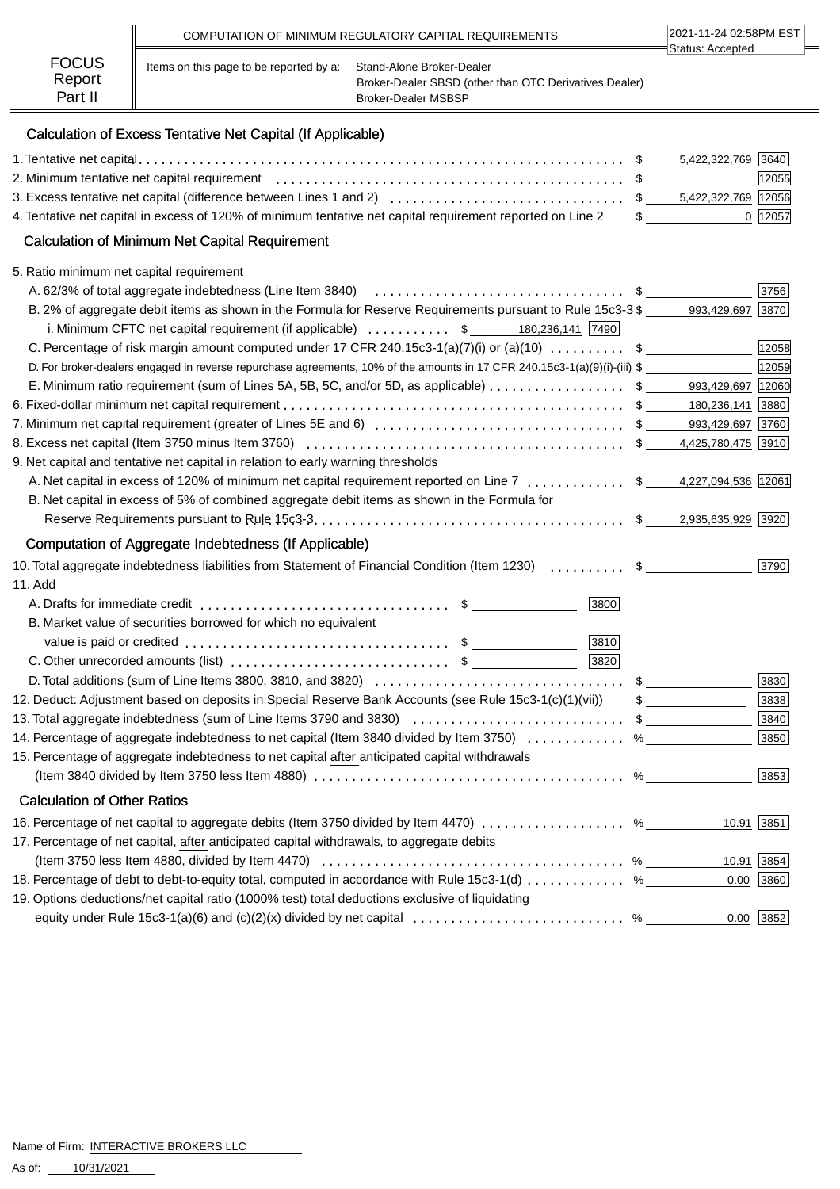COMPUTATION OF MINIMUM REGULATORY CAPITAL REQUIREMENTS

2021-11-24 02:58PM EST
Status: Accepted

**FOCUS Report Part II**

Items on this page to be reported by a: Stand-Alone Broker-Dealer
Broker-Dealer SBSD (other than OTC Derivatives Dealer)
Broker-Dealer MSBSP

## Calculation of Excess Tentative Net Capital (If Applicable)

| Item | | Amount | Code |
|---|---|---|---|
| 1. Tentative net capital | $ | 5,422,322,769 | 3640 |
| 2. Minimum tentative net capital requirement | $ | | 12055 |
| 3. Excess tentative net capital (difference between Lines 1 and 2) | $ | 5,422,322,769 | 12056 |
| 4. Tentative net capital in excess of 120% of minimum tentative net capital requirement reported on Line 2 | $ | 0 | 12057 |

## Calculation of Minimum Net Capital Requirement

| Item | | Amount | Code |
|---|---|---|---|
| 5. Ratio minimum net capital requirement | | | |
| A. 6 2/3% of total aggregate indebtedness (Line Item 3840) | $ | | 3756 |
| B. 2% of aggregate debit items as shown in the Formula for Reserve Requirements pursuant to Rule 15c3-3 | $ | 993,429,697 | 3870 |
| i. Minimum CFTC net capital requirement (if applicable) $ 180,236,141 [7490] | | | |
| C. Percentage of risk margin amount computed under 17 CFR 240.15c3-1(a)(7)(i) or (a)(10) | $ | | 12058 |
| D. For broker-dealers engaged in reverse repurchase agreements, 10% of the amounts in 17 CFR 240.15c3-1(a)(9)(i)-(iii) | $ | | 12059 |
| E. Minimum ratio requirement (sum of Lines 5A, 5B, 5C, and/or 5D, as applicable) | $ | 993,429,697 | 12060 |
| 6. Fixed-dollar minimum net capital requirement | $ | 180,236,141 | 3880 |
| 7. Minimum net capital requirement (greater of Lines 5E and 6) | $ | 993,429,697 | 3760 |
| 8. Excess net capital (Item 3750 minus Item 3760) | $ | 4,425,780,475 | 3910 |
| 9. Net capital and tentative net capital in relation to early warning thresholds | | | |
| A. Net capital in excess of 120% of minimum net capital requirement reported on Line 7 | $ | 4,227,094,536 | 12061 |
| B. Net capital in excess of 5% of combined aggregate debit items as shown in the Formula for Reserve Requirements pursuant to Rule 15c3-3 | $ | 2,935,635,929 | 3920 |

## Computation of Aggregate Indebtedness (If Applicable)

| Item | | Amount | Code |
|---|---|---|---|
| 10. Total aggregate indebtedness liabilities from Statement of Financial Condition (Item 1230) | $ | | 3790 |
| 11. Add | | | |
| A. Drafts for immediate credit $ ____ [3800] | | | |
| B. Market value of securities borrowed for which no equivalent value is paid or credited $ ____ [3810] | | | |
| C. Other unrecorded amounts (list) $ ____ [3820] | | | |
| D. Total additions (sum of Line Items 3800, 3810, and 3820) | $ | | 3830 |
| 12. Deduct: Adjustment based on deposits in Special Reserve Bank Accounts (see Rule 15c3-1(c)(1)(vii)) | $ | | 3838 |
| 13. Total aggregate indebtedness (sum of Line Items 3790 and 3830) | $ | | 3840 |
| 14. Percentage of aggregate indebtedness to net capital (Item 3840 divided by Item 3750) | % | | 3850 |
| 15. Percentage of aggregate indebtedness to net capital after anticipated capital withdrawals (Item 3840 divided by Item 3750 less Item 4880) | % | | 3853 |

## Calculation of Other Ratios

| Item | | Amount | Code |
|---|---|---|---|
| 16. Percentage of net capital to aggregate debits (Item 3750 divided by Item 4470) | % | 10.91 | 3851 |
| 17. Percentage of net capital, after anticipated capital withdrawals, to aggregate debits (Item 3750 less Item 4880, divided by Item 4470) | % | 10.91 | 3854 |
| 18. Percentage of debt to debt-to-equity total, computed in accordance with Rule 15c3-1(d) | % | 0.00 | 3860 |
| 19. Options deductions/net capital ratio (1000% test) total deductions exclusive of liquidating equity under Rule 15c3-1(a)(6) and (c)(2)(x) divided by net capital | % | 0.00 | 3852 |

Name of Firm: INTERACTIVE BROKERS LLC

As of: 10/31/2021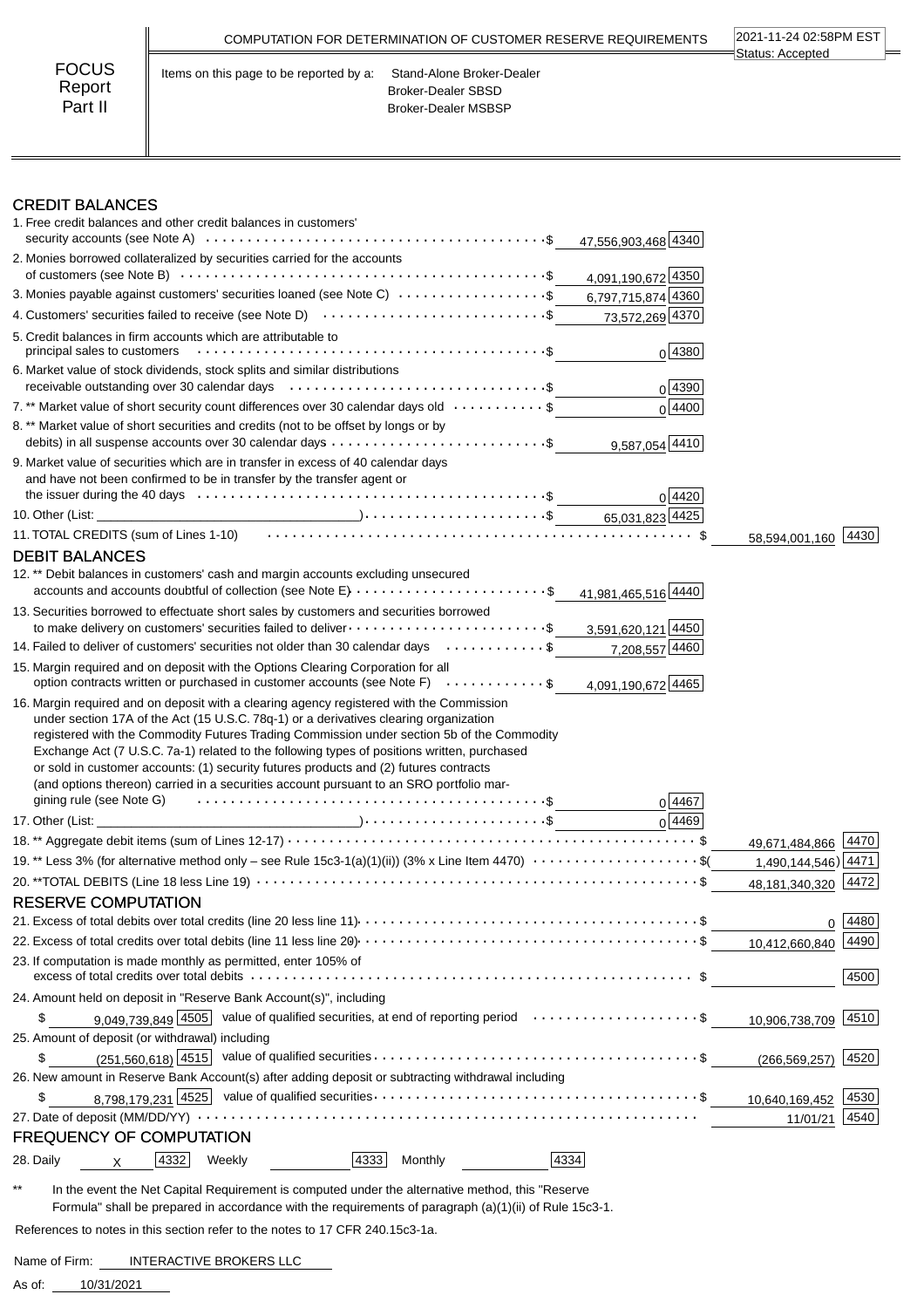FOCUS Report Part II

COMPUTATION FOR DETERMINATION OF CUSTOMER RESERVE REQUIREMENTS

2021-11-24 02:58PM EST
Status: Accepted

Items on this page to be reported by a: Stand-Alone Broker-Dealer
Broker-Dealer SBSD
Broker-Dealer MSBSP

## CREDIT BALANCES

| Item | | Code | | Code |
|---|---|---|---|---|
| 1. Free credit balances and other credit balances in customers' security accounts (see Note A) | $ 47,556,903,468 | 4340 | | |
| 2. Monies borrowed collateralized by securities carried for the accounts of customers (see Note B) | $ 4,091,190,672 | 4350 | | |
| 3. Monies payable against customers' securities loaned (see Note C) | $ 6,797,715,874 | 4360 | | |
| 4. Customers' securities failed to receive (see Note D) | $ 73,572,269 | 4370 | | |
| 5. Credit balances in firm accounts which are attributable to principal sales to customers | $ 0 | 4380 | | |
| 6. Market value of stock dividends, stock splits and similar distributions receivable outstanding over 30 calendar days | $ 0 | 4390 | | |
| 7. ** Market value of short security count differences over 30 calendar days old | $ 0 | 4400 | | |
| 8. ** Market value of short securities and credits (not to be offset by longs or by debits) in all suspense accounts over 30 calendar days | $ 9,587,054 | 4410 | | |
| 9. Market value of securities which are in transfer in excess of 40 calendar days and have not been confirmed to be in transfer by the transfer agent or the issuer during the 40 days | $ 0 | 4420 | | |
| 10. Other (List: ) | $ 65,031,823 | 4425 | | |
| 11. TOTAL CREDITS (sum of Lines 1-10) | | | $ 58,594,001,160 | 4430 |

## DEBIT BALANCES

| Item | | Code | | Code |
|---|---|---|---|---|
| 12. ** Debit balances in customers' cash and margin accounts excluding unsecured accounts and accounts doubtful of collection (see Note E) | $ 41,981,465,516 | 4440 | | |
| 13. Securities borrowed to effectuate short sales by customers and securities borrowed to make delivery on customers' securities failed to deliver | $ 3,591,620,121 | 4450 | | |
| 14. Failed to deliver of customers' securities not older than 30 calendar days | $ 7,208,557 | 4460 | | |
| 15. Margin required and on deposit with the Options Clearing Corporation for all option contracts written or purchased in customer accounts (see Note F) | $ 4,091,190,672 | 4465 | | |
| 16. Margin required and on deposit with a clearing agency registered with the Commission under section 17A of the Act (15 U.S.C. 78q-1) or a derivatives clearing organization registered with the Commodity Futures Trading Commission under section 5b of the Commodity Exchange Act (7 U.S.C. 7a-1) related to the following types of positions written, purchased or sold in customer accounts: (1) security futures products and (2) futures contracts (and options thereon) carried in a securities account pursuant to an SRO portfolio margining rule (see Note G) | $ 0 | 4467 | | |
| 17. Other (List: ) | $ 0 | 4469 | | |
| 18. ** Aggregate debit items (sum of Lines 12-17) | | | $ 49,671,484,866 | 4470 |
| 19. ** Less 3% (for alternative method only – see Rule 15c3-1(a)(1)(ii)) (3% x Line Item 4470) | | | $( 1,490,144,546) | 4471 |
| 20. **TOTAL DEBITS (Line 18 less Line 19) | | | $ 48,181,340,320 | 4472 |

## RESERVE COMPUTATION

| Item | | Code | | Code |
|---|---|---|---|---|
| 21. Excess of total debits over total credits (line 20 less line 11) | | | $ 0 | 4480 |
| 22. Excess of total credits over total debits (line 11 less line 20) | | | $ 10,412,660,840 | 4490 |
| 23. If computation is made monthly as permitted, enter 105% of excess of total credits over total debits | | | $ | 4500 |
| 24. Amount held on deposit in "Reserve Bank Account(s)", including $ 9,049,739,849 value of qualified securities, at end of reporting period | $ 9,049,739,849 | 4505 | $ 10,906,738,709 | 4510 |
| 25. Amount of deposit (or withdrawal) including $ (251,560,618) value of qualified securities | $ (251,560,618) | 4515 | $ (266,569,257) | 4520 |
| 26. New amount in Reserve Bank Account(s) after adding deposit or subtracting withdrawal including $ 8,798,179,231 value of qualified securities | $ 8,798,179,231 | 4525 | $ 10,640,169,452 | 4530 |
| 27. Date of deposit (MM/DD/YY) | | | 11/01/21 | 4540 |

## FREQUENCY OF COMPUTATION

28. Daily X 4332 Weekly 4333 Monthly 4334

** In the event the Net Capital Requirement is computed under the alternative method, this "Reserve Formula" shall be prepared in accordance with the requirements of paragraph (a)(1)(ii) of Rule 15c3-1.

References to notes in this section refer to the notes to 17 CFR 240.15c3-1a.

Name of Firm: INTERACTIVE BROKERS LLC

As of: 10/31/2021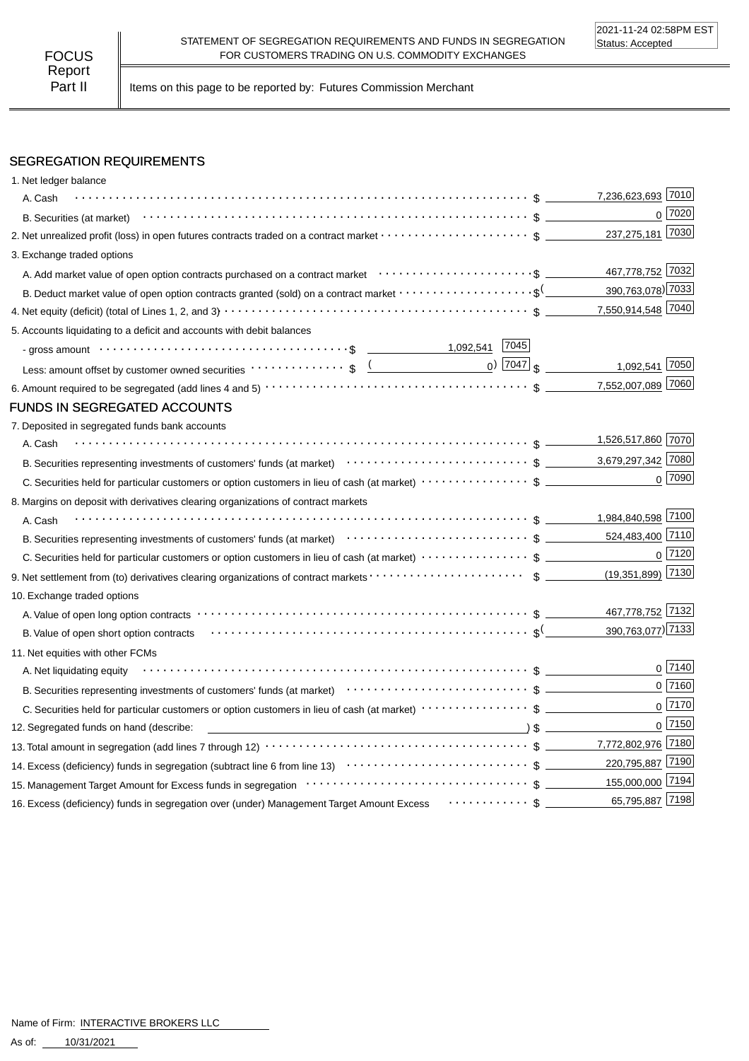FOCUS Report Part II

STATEMENT OF SEGREGATION REQUIREMENTS AND FUNDS IN SEGREGATION FOR CUSTOMERS TRADING ON U.S. COMMODITY EXCHANGES

2021-11-24 02:58PM EST
Status: Accepted

Items on this page to be reported by: Futures Commission Merchant

## SEGREGATION REQUIREMENTS

| Item | | | Amount | Code |
|---|---|---|---|---|
| 1. Net ledger balance | | | | |
| A. Cash | | | $ 7,236,623,693 | 7010 |
| B. Securities (at market) | | | $ 0 | 7020 |
| 2. Net unrealized profit (loss) in open futures contracts traded on a contract market | | | $ 237,275,181 | 7030 |
| 3. Exchange traded options | | | | |
| A. Add market value of open option contracts purchased on a contract market | | | $ 467,778,752 | 7032 |
| B. Deduct market value of open option contracts granted (sold) on a contract market | | | $ (390,763,078) | 7033 |
| 4. Net equity (deficit) (total of Lines 1, 2, and 3) | | | $ 7,550,914,548 | 7040 |
| 5. Accounts liquidating to a deficit and accounts with debit balances | | | | |
| - gross amount | $ 1,092,541 | 7045 | | |
| Less: amount offset by customer owned securities | $ (0) | 7047 | $ 1,092,541 | 7050 |
| 6. Amount required to be segregated (add lines 4 and 5) | | | $ 7,552,007,089 | 7060 |

## FUNDS IN SEGREGATED ACCOUNTS

| Item | Amount | Code |
|---|---|---|
| 7. Deposited in segregated funds bank accounts | | |
| A. Cash | $ 1,526,517,860 | 7070 |
| B. Securities representing investments of customers' funds (at market) | $ 3,679,297,342 | 7080 |
| C. Securities held for particular customers or option customers in lieu of cash (at market) | $ 0 | 7090 |
| 8. Margins on deposit with derivatives clearing organizations of contract markets | | |
| A. Cash | $ 1,984,840,598 | 7100 |
| B. Securities representing investments of customers' funds (at market) | $ 524,483,400 | 7110 |
| C. Securities held for particular customers or option customers in lieu of cash (at market) | $ 0 | 7120 |
| 9. Net settlement from (to) derivatives clearing organizations of contract markets | $ (19,351,899) | 7130 |
| 10. Exchange traded options | | |
| A. Value of open long option contracts | $ 467,778,752 | 7132 |
| B. Value of open short option contracts | $ (390,763,077) | 7133 |
| 11. Net equities with other FCMs | | |
| A. Net liquidating equity | $ 0 | 7140 |
| B. Securities representing investments of customers' funds (at market) | $ 0 | 7160 |
| C. Securities held for particular customers or option customers in lieu of cash (at market) | $ 0 | 7170 |
| 12. Segregated funds on hand (describe: ) | $ 0 | 7150 |
| 13. Total amount in segregation (add lines 7 through 12) | $ 7,772,802,976 | 7180 |
| 14. Excess (deficiency) funds in segregation (subtract line 6 from line 13) | $ 220,795,887 | 7190 |
| 15. Management Target Amount for Excess funds in segregation | $ 155,000,000 | 7194 |
| 16. Excess (deficiency) funds in segregation over (under) Management Target Amount Excess | $ 65,795,887 | 7198 |

Name of Firm: INTERACTIVE BROKERS LLC

As of: 10/31/2021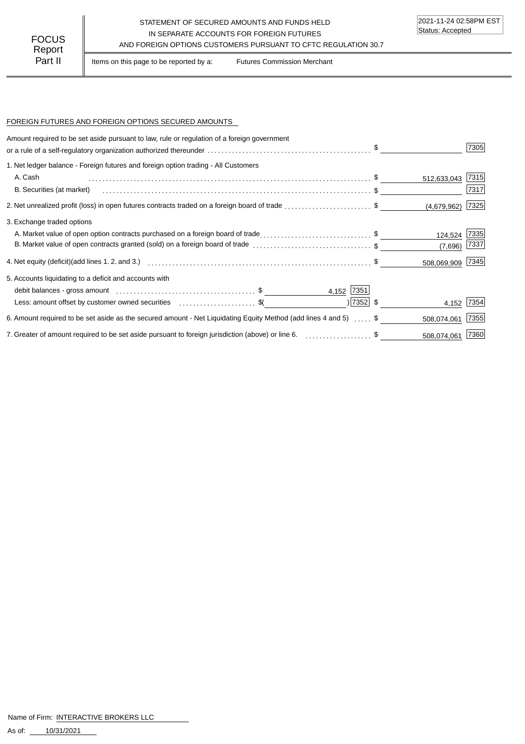FOCUS Report Part II

STATEMENT OF SECURED AMOUNTS AND FUNDS HELD IN SEPARATE ACCOUNTS FOR FOREIGN FUTURES AND FOREIGN OPTIONS CUSTOMERS PURSUANT TO CFTC REGULATION 30.7

2021-11-24 02:58PM EST
Status: Accepted

Items on this page to be reported by a: Futures Commission Merchant

FOREIGN FUTURES AND FOREIGN OPTIONS SECURED AMOUNTS

| Item | | | Amount | Code |
|---|---|---|---|---|
| Amount required to be set aside pursuant to law, rule or regulation of a foreign government or a rule of a self-regulatory organization authorized thereunder | | | $ | 7305 |
| 1. Net ledger balance - Foreign futures and foreign option trading - All Customers | | | | |
| A. Cash | | | $ 512,633,043 | 7315 |
| B. Securities (at market) | | | $ | 7317 |
| 2. Net unrealized profit (loss) in open futures contracts traded on a foreign board of trade | | | $ (4,679,962) | 7325 |
| 3. Exchange traded options | | | | |
| A. Market value of open option contracts purchased on a foreign board of trade | | | $ 124,524 | 7335 |
| B. Market value of open contracts granted (sold) on a foreign board of trade | | | $ (7,696) | 7337 |
| 4. Net equity (deficit)(add lines 1. 2. and 3.) | | | $ 508,069,909 | 7345 |
| 5. Accounts liquidating to a deficit and accounts with | | | | |
| debit balances - gross amount | $ 4,152 | 7351 | | |
| Less: amount offset by customer owned securities | $( ) | 7352 | $ 4,152 | 7354 |
| 6. Amount required to be set aside as the secured amount - Net Liquidating Equity Method (add lines 4 and 5) | | | $ 508,074,061 | 7355 |
| 7. Greater of amount required to be set aside pursuant to foreign jurisdiction (above) or line 6. | | | $ 508,074,061 | 7360 |

Name of Firm: INTERACTIVE BROKERS LLC

As of: 10/31/2021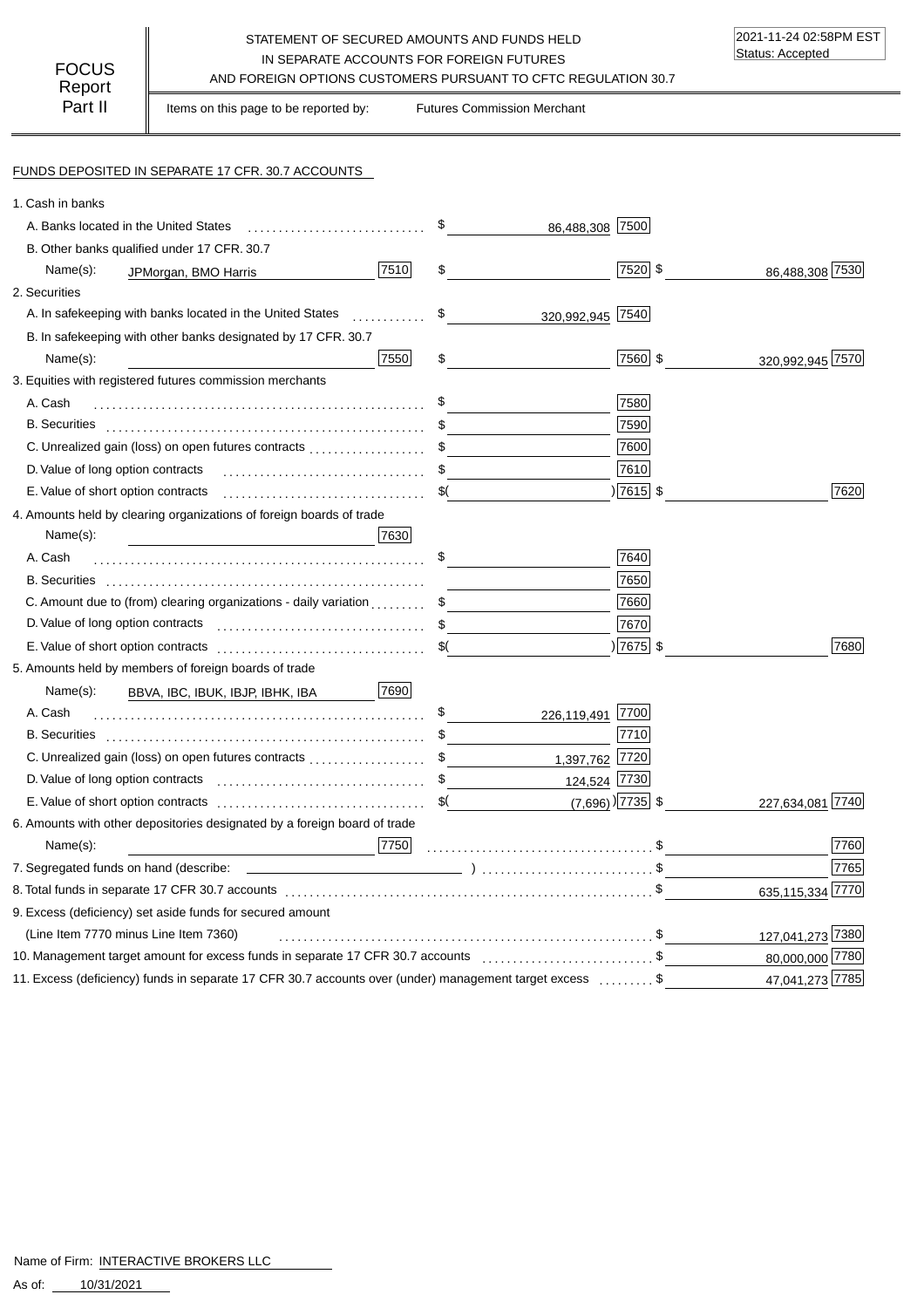FOCUS Report Part II

STATEMENT OF SECURED AMOUNTS AND FUNDS HELD IN SEPARATE ACCOUNTS FOR FOREIGN FUTURES AND FOREIGN OPTIONS CUSTOMERS PURSUANT TO CFTC REGULATION 30.7

2021-11-24 02:58PM EST
Status: Accepted

Items on this page to be reported by: Futures Commission Merchant

FUNDS DEPOSITED IN SEPARATE 17 CFR. 30.7 ACCOUNTS

| | | | | |
|---|---|---|---|---|
| 1. Cash in banks | | | | |
| A. Banks located in the United States | $ 86,488,308 | 7500 | | |
| B. Other banks qualified under 17 CFR. 30.7 | | | | |
| Name(s): JPMorgan, BMO Harris (7510) | $ | 7520 | $ 86,488,308 | 7530 |
| 2. Securities | | | | |
| A. In safekeeping with banks located in the United States | $ 320,992,945 | 7540 | | |
| B. In safekeeping with other banks designated by 17 CFR. 30.7 | | | | |
| Name(s): (7550) | $ | 7560 | $ 320,992,945 | 7570 |
| 3. Equities with registered futures commission merchants | | | | |
| A. Cash | $ | 7580 | | |
| B. Securities | $ | 7590 | | |
| C. Unrealized gain (loss) on open futures contracts | $ | 7600 | | |
| D. Value of long option contracts | $ | 7610 | | |
| E. Value of short option contracts | $( ) | 7615 | $ | 7620 |
| 4. Amounts held by clearing organizations of foreign boards of trade | | | | |
| Name(s): (7630) | | | | |
| A. Cash | $ | 7640 | | |
| B. Securities | | 7650 | | |
| C. Amount due to (from) clearing organizations - daily variation | $ | 7660 | | |
| D. Value of long option contracts | $ | 7670 | | |
| E. Value of short option contracts | $( ) | 7675 | $ | 7680 |
| 5. Amounts held by members of foreign boards of trade | | | | |
| Name(s): BBVA, IBC, IBUK, IBJP, IBHK, IBA (7690) | | | | |
| A. Cash | $ 226,119,491 | 7700 | | |
| B. Securities | $ | 7710 | | |
| C. Unrealized gain (loss) on open futures contracts | $ 1,397,762 | 7720 | | |
| D. Value of long option contracts | $ 124,524 | 7730 | | |
| E. Value of short option contracts | $( (7,696) ) | 7735 | $ 227,634,081 | 7740 |
| 6. Amounts with other depositories designated by a foreign board of trade | | | | |
| Name(s): (7750) | | | $ | 7760 |
| 7. Segregated funds on hand (describe: ) | | | $ | 7765 |
| 8. Total funds in separate 17 CFR 30.7 accounts | | | $ 635,115,334 | 7770 |
| 9. Excess (deficiency) set aside funds for secured amount (Line Item 7770 minus Line Item 7360) | | | $ 127,041,273 | 7380 |
| 10. Management target amount for excess funds in separate 17 CFR 30.7 accounts | | | $ 80,000,000 | 7780 |
| 11. Excess (deficiency) funds in separate 17 CFR 30.7 accounts over (under) management target excess | | | $ 47,041,273 | 7785 |

Name of Firm: INTERACTIVE BROKERS LLC

As of: 10/31/2021